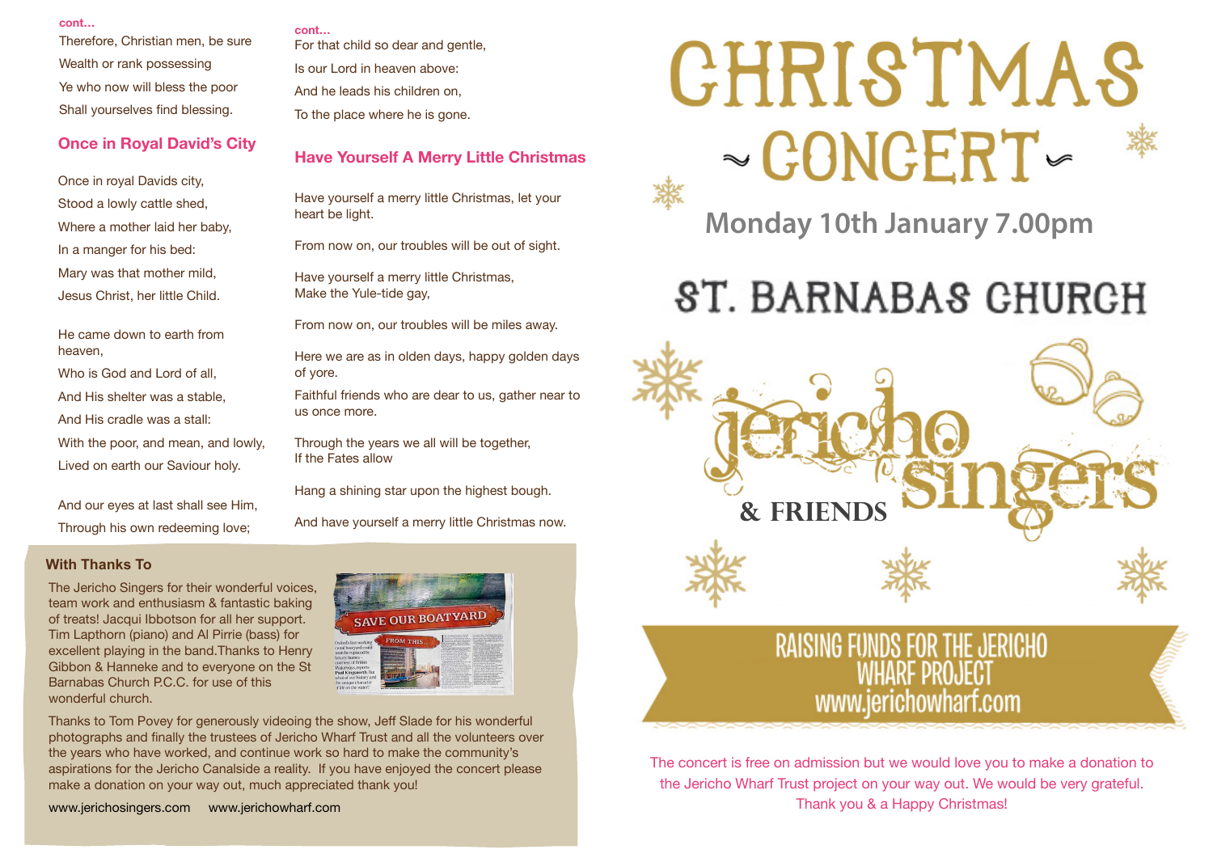cont...

Therefore, Christian men, be sure
Wealth or rank possessing
Ye who now will bless the poor
Shall yourselves find blessing.

## Once in Royal David's City

Once in royal Davids city,
Stood a lowly cattle shed,
Where a mother laid her baby,
In a manger for his bed:
Mary was that mother mild,
Jesus Christ, her little Child.

He came down to earth from heaven,
Who is God and Lord of all,
And His shelter was a stable,
And His cradle was a stall:
With the poor, and mean, and lowly,
Lived on earth our Saviour holy.

And our eyes at last shall see Him,
Through his own redeeming love;

cont...

For that child so dear and gentle,
Is our Lord in heaven above:
And he leads his children on,
To the place where he is gone.

## Have Yourself A Merry Little Christmas

Have yourself a merry little Christmas, let your heart be light.

From now on, our troubles will be out of sight.

Have yourself a merry little Christmas,
Make the Yule-tide gay,

From now on, our troubles will be miles away.

Here we are as in olden days, happy golden days of yore.

Faithful friends who are dear to us, gather near to us once more.

Through the years we all will be together,
If the Fates allow

Hang a shining star upon the highest bough.

And have yourself a merry little Christmas now.

### With Thanks To

The Jericho Singers for their wonderful voices, team work and enthusiasm & fantastic baking of treats! Jacqui Ibbotson for all her support. Tim Lapthorn (piano) and Al Pirrie (bass) for excellent playing in the band.Thanks to Henry Gibbon & Hanneke and to everyone on the St Barnabas Church P.C.C. for use of this wonderful church.

SAVE OUR BOATYARD

FROM THIS...

Thanks to Tom Povey for generously videoing the show, Jeff Slade for his wonderful photographs and finally the trustees of Jericho Wharf Trust and all the volunteers over the years who have worked, and continue work so hard to make the community's aspirations for the Jericho Canalside a reality. If you have enjoyed the concert please make a donation on your way out, much appreciated thank you!

www.jerichosingers.com www.jerichowharf.com

# CHRISTMAS CONCERT

## Monday 10th January 7.00pm

## ST. BARNABAS CHURCH

# jericho singers & FRIENDS

RAISING FUNDS FOR THE JERICHO WHARF PROJECT
www.jerichowharf.com

The concert is free on admission but we would love you to make a donation to the Jericho Wharf Trust project on your way out. We would be very grateful. Thank you & a Happy Christmas!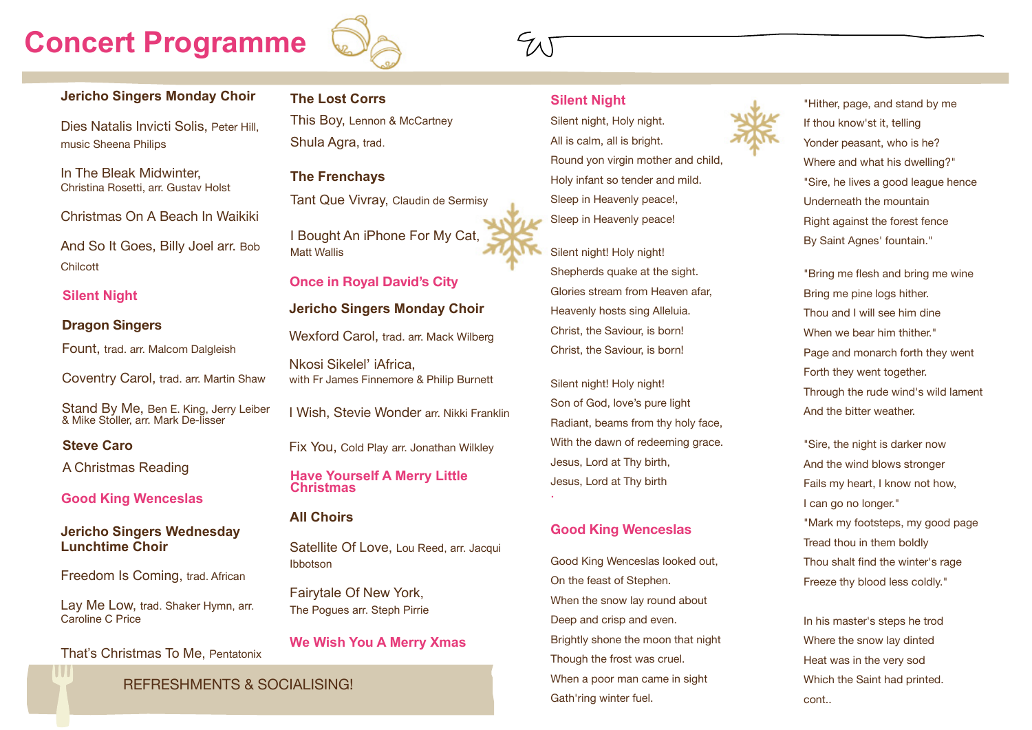# Concert Programme

**Jericho Singers Monday Choir**

Dies Natalis Invicti Solis, Peter Hill, music Sheena Philips

In The Bleak Midwinter, Christina Rosetti, arr. Gustav Holst

Christmas On A Beach In Waikiki

And So It Goes, Billy Joel arr. Bob Chilcott

**Silent Night**

**Dragon Singers**

Fount, trad. arr. Malcom Dalgleish

Coventry Carol, trad. arr. Martin Shaw

Stand By Me, Ben E. King, Jerry Leiber & Mike Stoller, arr. Mark De-lisser

**Steve Caro**

A Christmas Reading

**Good King Wenceslas**

**Jericho Singers Wednesday Lunchtime Choir**

Freedom Is Coming, trad. African

Lay Me Low, trad. Shaker Hymn, arr. Caroline C Price

That's Christmas To Me, Pentatonix

**The Lost Corrs**

This Boy, Lennon & McCartney

Shula Agra, trad.

**The Frenchays**

Tant Que Vivray, Claudin de Sermisy

I Bought An iPhone For My Cat, Matt Wallis

**Once in Royal David's City**

**Jericho Singers Monday Choir**

Wexford Carol, trad. arr. Mack Wilberg

Nkosi Sikelel' iAfrica, with Fr James Finnemore & Philip Burnett

I Wish, Stevie Wonder arr. Nikki Franklin

Fix You, Cold Play arr. Jonathan Wilkley

**Have Yourself A Merry Little Christmas**

**All Choirs**

Satellite Of Love, Lou Reed, arr. Jacqui Ibbotson

Fairytale Of New York, The Pogues arr. Steph Pirrie

**We Wish You A Merry Xmas**

REFRESHMENTS & SOCIALISING!

## Silent Night

Silent night, Holy night.
All is calm, all is bright.
Round yon virgin mother and child,
Holy infant so tender and mild.
Sleep in Heavenly peace!,
Sleep in Heavenly peace!

Silent night! Holy night!
Shepherds quake at the sight.
Glories stream from Heaven afar,
Heavenly hosts sing Alleluia.
Christ, the Saviour, is born!
Christ, the Saviour, is born!

Silent night! Holy night!
Son of God, love's pure light
Radiant, beams from thy holy face,
With the dawn of redeeming grace.
Jesus, Lord at Thy birth,
Jesus, Lord at Thy birth
.

## Good King Wenceslas

Good King Wenceslas looked out,
On the feast of Stephen.
When the snow lay round about
Deep and crisp and even.
Brightly shone the moon that night
Though the frost was cruel.
When a poor man came in sight
Gath'ring winter fuel.

"Hither, page, and stand by me
If thou know'st it, telling
Yonder peasant, who is he?
Where and what his dwelling?"
"Sire, he lives a good league hence
Underneath the mountain
Right against the forest fence
By Saint Agnes' fountain."

"Bring me flesh and bring me wine
Bring me pine logs hither.
Thou and I will see him dine
When we bear him thither."
Page and monarch forth they went
Forth they went together.
Through the rude wind's wild lament
And the bitter weather.

"Sire, the night is darker now
And the wind blows stronger
Fails my heart, I know not how,
I can go no longer."
"Mark my footsteps, my good page
Tread thou in them boldly
Thou shalt find the winter's rage
Freeze thy blood less coldly."

In his master's steps he trod
Where the snow lay dinted
Heat was in the very sod
Which the Saint had printed.
cont..